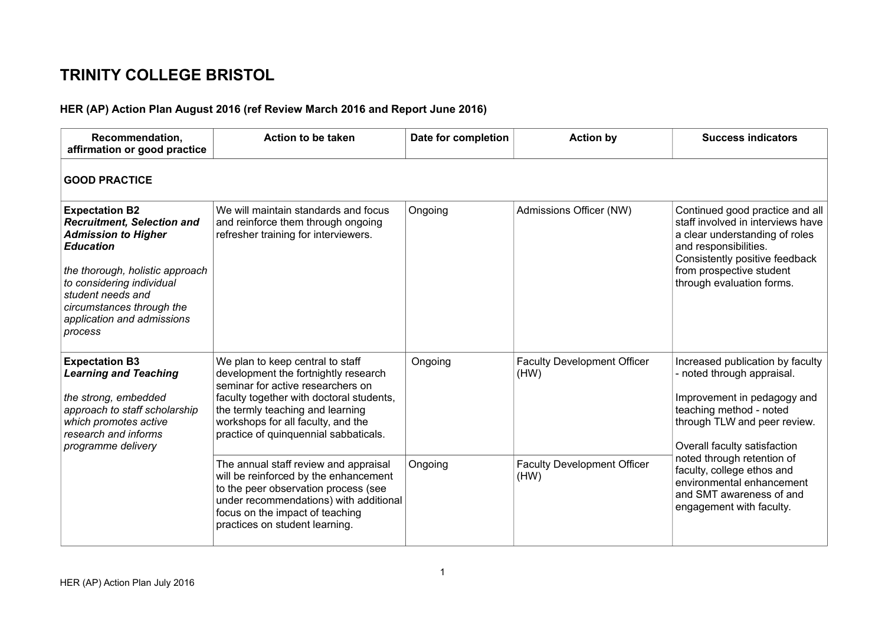# TRINITY COLLEGE BRISTOL

## HER (AP) Action Plan August 2016 (ref Review March 2016 and Report June 2016)

| Recommendation, affirmation or good practice | Action to be taken | Date for completion | Action by | Success indicators |
|---|---|---|---|---|
| **GOOD PRACTICE** | | | | |
| **Expectation B2** ***Recruitment, Selection and Admission to Higher Education*** <br><br> *the thorough, holistic approach to considering individual student needs and circumstances through the application and admissions process* | We will maintain standards and focus and reinforce them through ongoing refresher training for interviewers. | Ongoing | Admissions Officer (NW) | Continued good practice and all staff involved in interviews have a clear understanding of roles and responsibilities. Consistently positive feedback from prospective student through evaluation forms. |
| **Expectation B3** ***Learning and Teaching*** <br><br> *the strong, embedded approach to staff scholarship which promotes active research and informs programme delivery* | We plan to keep central to staff development the fortnightly research seminar for active researchers on faculty together with doctoral students, the termly teaching and learning workshops for all faculty, and the practice of quinquennial sabbaticals. | Ongoing | Faculty Development Officer (HW) | Increased publication by faculty - noted through appraisal. <br><br> Improvement in pedagogy and teaching method - noted through TLW and peer review. <br><br> Overall faculty satisfaction noted through retention of faculty, college ethos and environmental enhancement and SMT awareness of and engagement with faculty. |
| | The annual staff review and appraisal will be reinforced by the enhancement to the peer observation process (see under recommendations) with additional focus on the impact of teaching practices on student learning. | Ongoing | Faculty Development Officer (HW) | |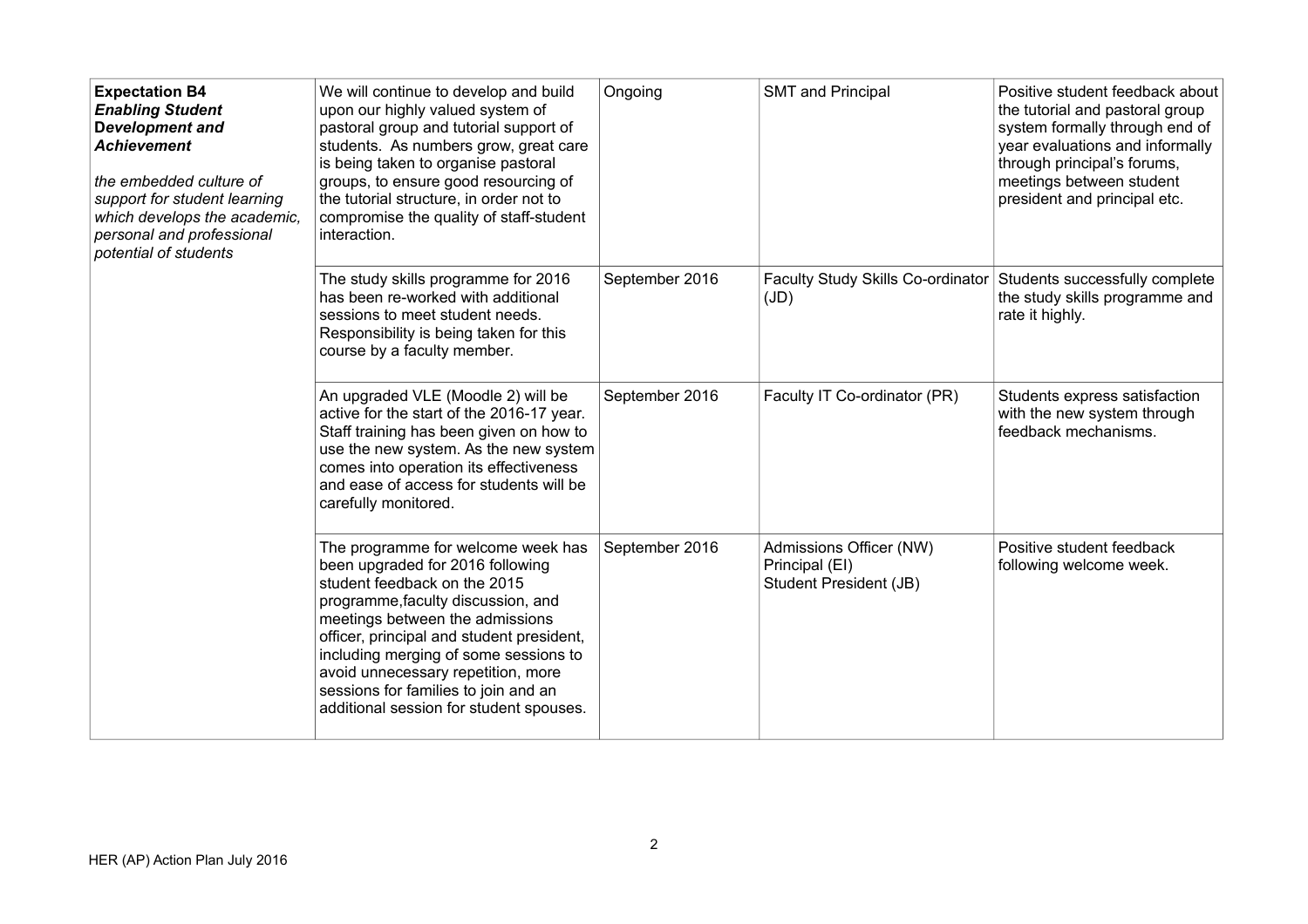| | | | | |
|---|---|---|---|---|
| **Expectation B4** ***Enabling Student*** **Development and** ***Achievement***<br><br>*the embedded culture of support for student learning which develops the academic, personal and professional potential of students* | We will continue to develop and build upon our highly valued system of pastoral group and tutorial support of students. As numbers grow, great care is being taken to organise pastoral groups, to ensure good resourcing of the tutorial structure, in order not to compromise the quality of staff-student interaction. | Ongoing | SMT and Principal | Positive student feedback about the tutorial and pastoral group system formally through end of year evaluations and informally through principal's forums, meetings between student president and principal etc. |
| | The study skills programme for 2016 has been re-worked with additional sessions to meet student needs. Responsibility is being taken for this course by a faculty member. | September 2016 | Faculty Study Skills Co-ordinator (JD) | Students successfully complete the study skills programme and rate it highly. |
| | An upgraded VLE (Moodle 2) will be active for the start of the 2016-17 year. Staff training has been given on how to use the new system. As the new system comes into operation its effectiveness and ease of access for students will be carefully monitored. | September 2016 | Faculty IT Co-ordinator (PR) | Students express satisfaction with the new system through feedback mechanisms. |
| | The programme for welcome week has been upgraded for 2016 following student feedback on the 2015 programme,faculty discussion, and meetings between the admissions officer, principal and student president, including merging of some sessions to avoid unnecessary repetition, more sessions for families to join and an additional session for student spouses. | September 2016 | Admissions Officer (NW)<br>Principal (EI)<br>Student President (JB) | Positive student feedback following welcome week. |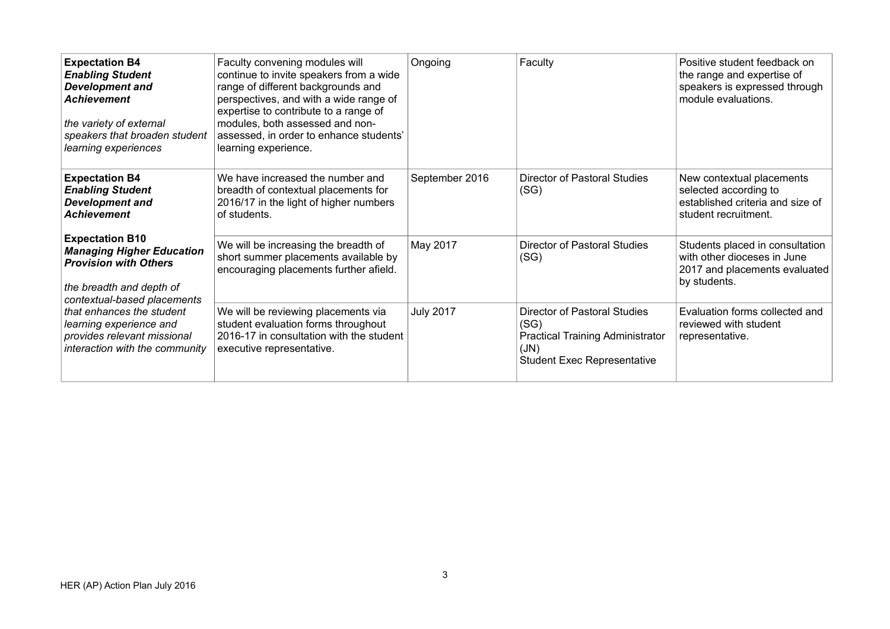| | | | | |
|---|---|---|---|---|
| **Expectation B4** ***Enabling Student Development and Achievement*** *the variety of external speakers that broaden student learning experiences* | Faculty convening modules will continue to invite speakers from a wide range of different backgrounds and perspectives, and with a wide range of expertise to contribute to a range of modules, both assessed and non-assessed, in order to enhance students' learning experience. | Ongoing | Faculty | Positive student feedback on the range and expertise of speakers is expressed through module evaluations. |
| **Expectation B4** ***Enabling Student Development and Achievement*** **Expectation B10** ***Managing Higher Education Provision with Others*** *the breadth and depth of contextual-based placements that enhances the student learning experience and provides relevant missional interaction with the community* | We have increased the number and breadth of contextual placements for 2016/17 in the light of higher numbers of students. | September 2016 | Director of Pastoral Studies (SG) | New contextual placements selected according to established criteria and size of student recruitment. |
| | We will be increasing the breadth of short summer placements available by encouraging placements further afield. | May 2017 | Director of Pastoral Studies (SG) | Students placed in consultation with other dioceses in June 2017 and placements evaluated by students. |
| | We will be reviewing placements via student evaluation forms throughout 2016-17 in consultation with the student executive representative. | July 2017 | Director of Pastoral Studies (SG) Practical Training Administrator (JN) Student Exec Representative | Evaluation forms collected and reviewed with student representative. |

HER (AP) Action Plan July 2016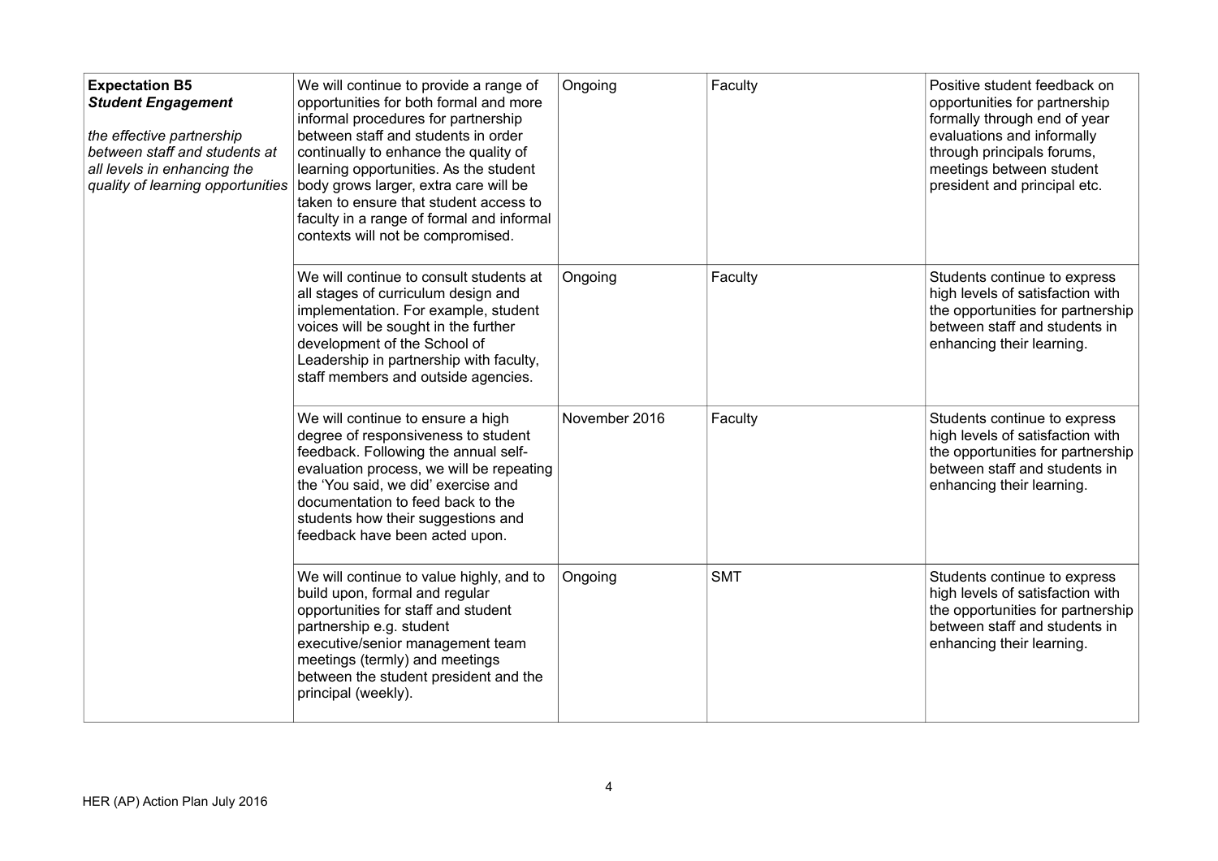| **Expectation B5** ***Student Engagement*** *the effective partnership between staff and students at all levels in enhancing the quality of learning opportunities* | We will continue to provide a range of opportunities for both formal and more informal procedures for partnership between staff and students in order continually to enhance the quality of learning opportunities. As the student body grows larger, extra care will be taken to ensure that student access to faculty in a range of formal and informal contexts will not be compromised. | Ongoing | Faculty | Positive student feedback on opportunities for partnership formally through end of year evaluations and informally through principals forums, meetings between student president and principal etc. |
|---|---|---|---|---|
| | We will continue to consult students at all stages of curriculum design and implementation. For example, student voices will be sought in the further development of the School of Leadership in partnership with faculty, staff members and outside agencies. | Ongoing | Faculty | Students continue to express high levels of satisfaction with the opportunities for partnership between staff and students in enhancing their learning. |
| | We will continue to ensure a high degree of responsiveness to student feedback. Following the annual self-evaluation process, we will be repeating the 'You said, we did' exercise and documentation to feed back to the students how their suggestions and feedback have been acted upon. | November 2016 | Faculty | Students continue to express high levels of satisfaction with the opportunities for partnership between staff and students in enhancing their learning. |
| | We will continue to value highly, and to build upon, formal and regular opportunities for staff and student partnership e.g. student executive/senior management team meetings (termly) and meetings between the student president and the principal (weekly). | Ongoing | SMT | Students continue to express high levels of satisfaction with the opportunities for partnership between staff and students in enhancing their learning. |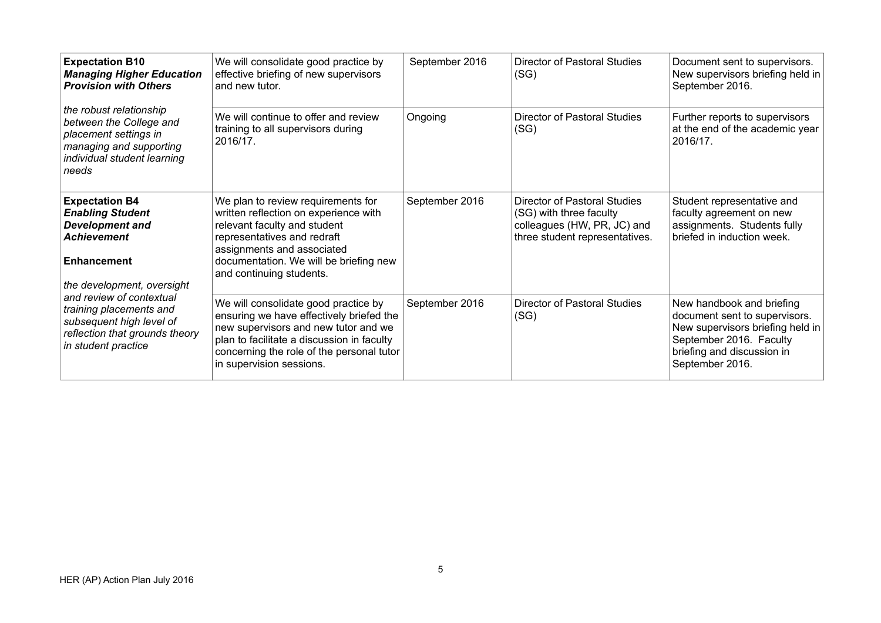| | | | | |
|---|---|---|---|---|
| **Expectation B10** ***Managing Higher Education Provision with Others*** *the robust relationship between the College and placement settings in managing and supporting individual student learning needs* | We will consolidate good practice by effective briefing of new supervisors and new tutor. | September 2016 | Director of Pastoral Studies (SG) | Document sent to supervisors. New supervisors briefing held in September 2016. |
| | We will continue to offer and review training to all supervisors during 2016/17. | Ongoing | Director of Pastoral Studies (SG) | Further reports to supervisors at the end of the academic year 2016/17. |
| **Expectation B4** ***Enabling Student Development and Achievement*** **Enhancement** *the development, oversight and review of contextual training placements and subsequent high level of reflection that grounds theory in student practice* | We plan to review requirements for written reflection on experience with relevant faculty and student representatives and redraft assignments and associated documentation. We will be briefing new and continuing students. | September 2016 | Director of Pastoral Studies (SG) with three faculty colleagues (HW, PR, JC) and three student representatives. | Student representative and faculty agreement on new assignments. Students fully briefed in induction week. |
| | We will consolidate good practice by ensuring we have effectively briefed the new supervisors and new tutor and we plan to facilitate a discussion in faculty concerning the role of the personal tutor in supervision sessions. | September 2016 | Director of Pastoral Studies (SG) | New handbook and briefing document sent to supervisors. New supervisors briefing held in September 2016. Faculty briefing and discussion in September 2016. |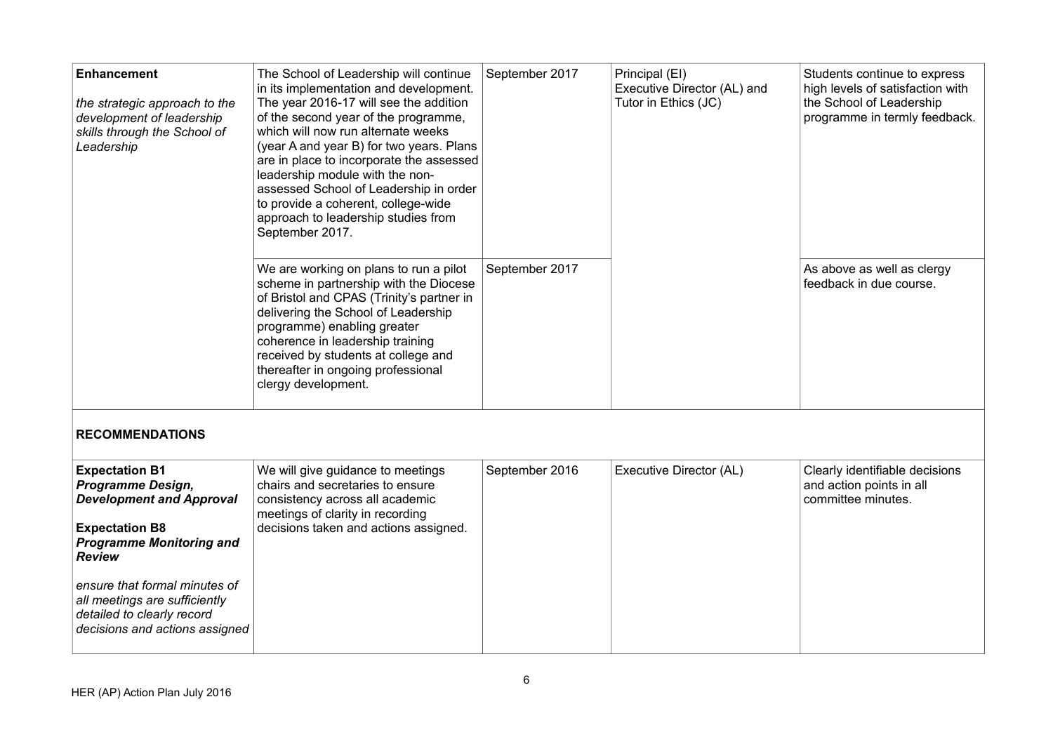| | | | | |
|---|---|---|---|---|
| **Enhancement**<br><br>*the strategic approach to the development of leadership skills through the School of Leadership* | The School of Leadership will continue in its implementation and development. The year 2016-17 will see the addition of the second year of the programme, which will now run alternate weeks (year A and year B) for two years. Plans are in place to incorporate the assessed leadership module with the non-assessed School of Leadership in order to provide a coherent, college-wide approach to leadership studies from September 2017. | September 2017 | Principal (EI)<br>Executive Director (AL) and Tutor in Ethics (JC) | Students continue to express high levels of satisfaction with the School of Leadership programme in termly feedback. |
| | We are working on plans to run a pilot scheme in partnership with the Diocese of Bristol and CPAS (Trinity's partner in delivering the School of Leadership programme) enabling greater coherence in leadership training received by students at college and thereafter in ongoing professional clergy development. | September 2017 | | As above as well as clergy feedback in due course. |
| **RECOMMENDATIONS** | | | | |
| **Expectation B1**<br>***Programme Design, Development and Approval***<br><br>**Expectation B8**<br>***Programme Monitoring and Review***<br><br>*ensure that formal minutes of all meetings are sufficiently detailed to clearly record decisions and actions assigned* | We will give guidance to meetings chairs and secretaries to ensure consistency across all academic meetings of clarity in recording decisions taken and actions assigned. | September 2016 | Executive Director (AL) | Clearly identifiable decisions and action points in all committee minutes. |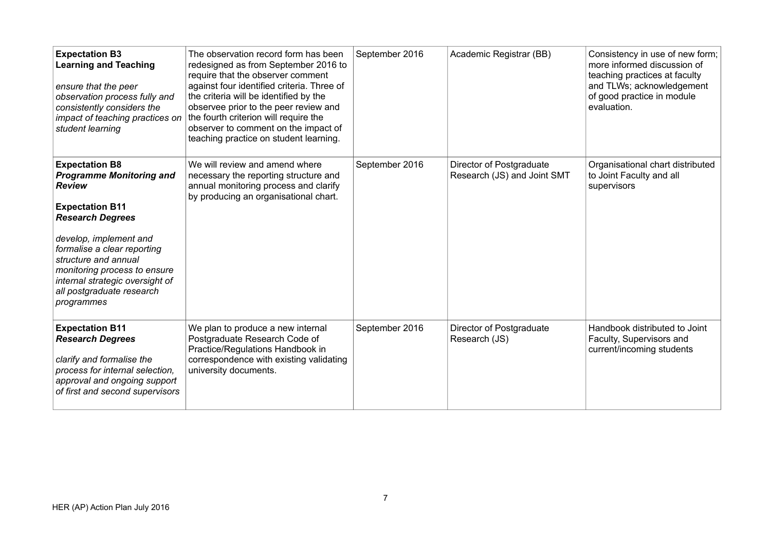| | | | | |
|---|---|---|---|---|
| **Expectation B3**<br>**Learning and Teaching**<br><br>*ensure that the peer observation process fully and consistently considers the impact of teaching practices on student learning* | The observation record form has been redesigned as from September 2016 to require that the observer comment against four identified criteria. Three of the criteria will be identified by the observee prior to the peer review and the fourth criterion will require the observer to comment on the impact of teaching practice on student learning. | September 2016 | Academic Registrar (BB) | Consistency in use of new form; more informed discussion of teaching practices at faculty and TLWs; acknowledgement of good practice in module evaluation. |
| **Expectation B8**<br>***Programme Monitoring and Review***<br><br>**Expectation B11**<br>***Research Degrees***<br><br>*develop, implement and formalise a clear reporting structure and annual monitoring process to ensure internal strategic oversight of all postgraduate research programmes* | We will review and amend where necessary the reporting structure and annual monitoring process and clarify by producing an organisational chart. | September 2016 | Director of Postgraduate Research (JS) and Joint SMT | Organisational chart distributed to Joint Faculty and all supervisors |
| **Expectation B11**<br>***Research Degrees***<br><br>*clarify and formalise the process for internal selection, approval and ongoing support of first and second supervisors* | We plan to produce a new internal Postgraduate Research Code of Practice/Regulations Handbook in correspondence with existing validating university documents. | September 2016 | Director of Postgraduate Research (JS) | Handbook distributed to Joint Faculty, Supervisors and current/incoming students |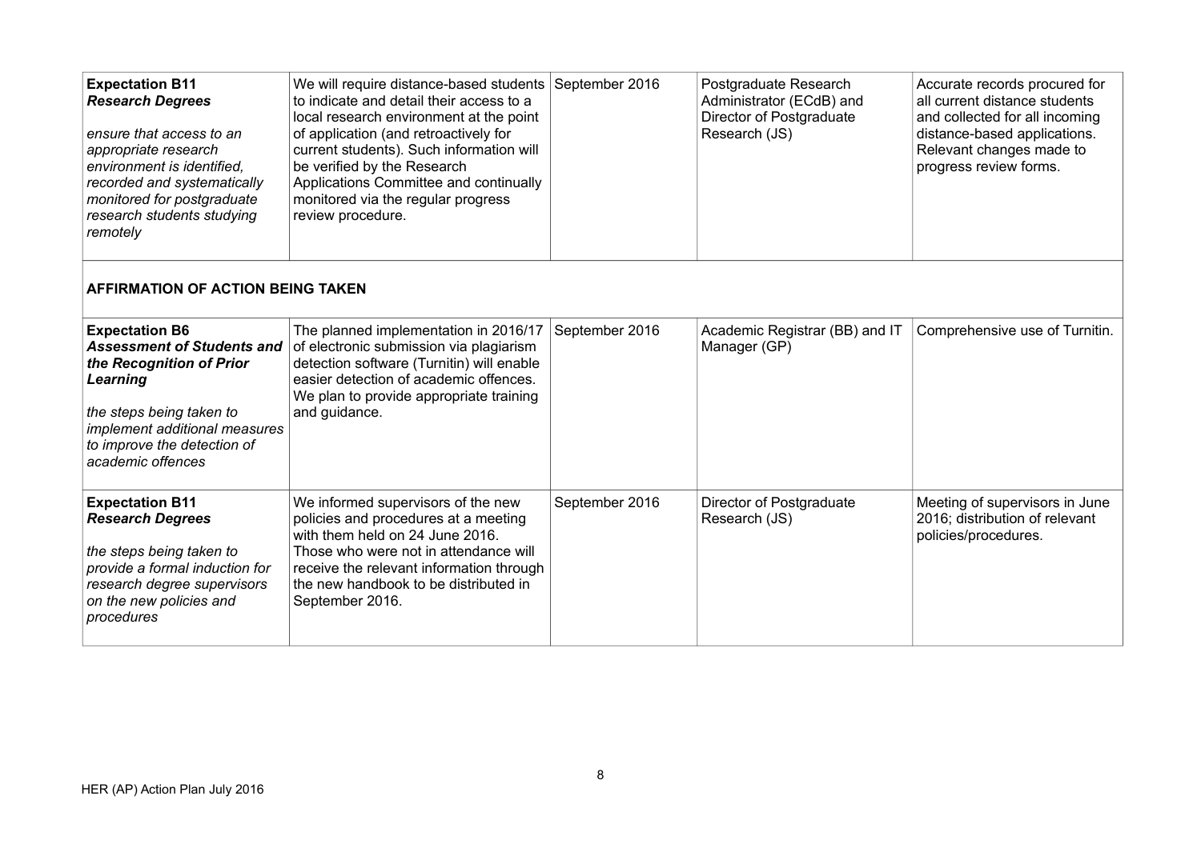| | | | | |
|---|---|---|---|---|
| **Expectation B11**<br>***Research Degrees***<br><br>*ensure that access to an appropriate research environment is identified, recorded and systematically monitored for postgraduate research students studying remotely* | We will require distance-based students to indicate and detail their access to a local research environment at the point of application (and retroactively for current students). Such information will be verified by the Research Applications Committee and continually monitored via the regular progress review procedure. | September 2016 | Postgraduate Research Administrator (ECdB) and Director of Postgraduate Research (JS) | Accurate records procured for all current distance students and collected for all incoming distance-based applications. Relevant changes made to progress review forms. |
| **AFFIRMATION OF ACTION BEING TAKEN** | | | | |
| **Expectation B6**<br>***Assessment of Students and the Recognition of Prior Learning***<br><br>*the steps being taken to implement additional measures to improve the detection of academic offences* | The planned implementation in 2016/17 of electronic submission via plagiarism detection software (Turnitin) will enable easier detection of academic offences. We plan to provide appropriate training and guidance. | September 2016 | Academic Registrar (BB) and IT Manager (GP) | Comprehensive use of Turnitin. |
| **Expectation B11**<br>***Research Degrees***<br><br>*the steps being taken to provide a formal induction for research degree supervisors on the new policies and procedures* | We informed supervisors of the new policies and procedures at a meeting with them held on 24 June 2016. Those who were not in attendance will receive the relevant information through the new handbook to be distributed in September 2016. | September 2016 | Director of Postgraduate Research (JS) | Meeting of supervisors in June 2016; distribution of relevant policies/procedures. |

HER (AP) Action Plan July 2016